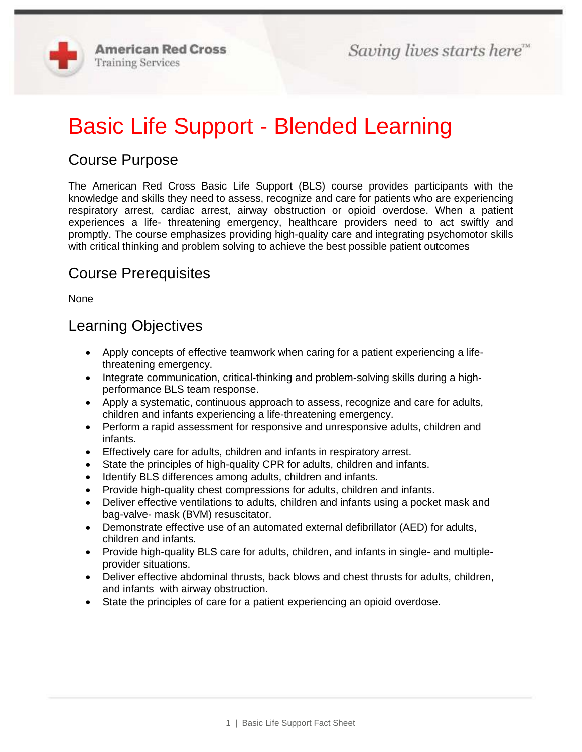American Red Cross
Training Services

*Saving lives starts here*™

# Basic Life Support - Blended Learning

## Course Purpose

The American Red Cross Basic Life Support (BLS) course provides participants with the knowledge and skills they need to assess, recognize and care for patients who are experiencing respiratory arrest, cardiac arrest, airway obstruction or opioid overdose. When a patient experiences a life- threatening emergency, healthcare providers need to act swiftly and promptly. The course emphasizes providing high-quality care and integrating psychomotor skills with critical thinking and problem solving to achieve the best possible patient outcomes

## Course Prerequisites

None

## Learning Objectives

- Apply concepts of effective teamwork when caring for a patient experiencing a life-threatening emergency.
- Integrate communication, critical-thinking and problem-solving skills during a high-performance BLS team response.
- Apply a systematic, continuous approach to assess, recognize and care for adults, children and infants experiencing a life-threatening emergency.
- Perform a rapid assessment for responsive and unresponsive adults, children and infants.
- Effectively care for adults, children and infants in respiratory arrest.
- State the principles of high-quality CPR for adults, children and infants.
- Identify BLS differences among adults, children and infants.
- Provide high-quality chest compressions for adults, children and infants.
- Deliver effective ventilations to adults, children and infants using a pocket mask and bag-valve- mask (BVM) resuscitator.
- Demonstrate effective use of an automated external defibrillator (AED) for adults, children and infants.
- Provide high-quality BLS care for adults, children, and infants in single- and multiple-provider situations.
- Deliver effective abdominal thrusts, back blows and chest thrusts for adults, children, and infants with airway obstruction.
- State the principles of care for a patient experiencing an opioid overdose.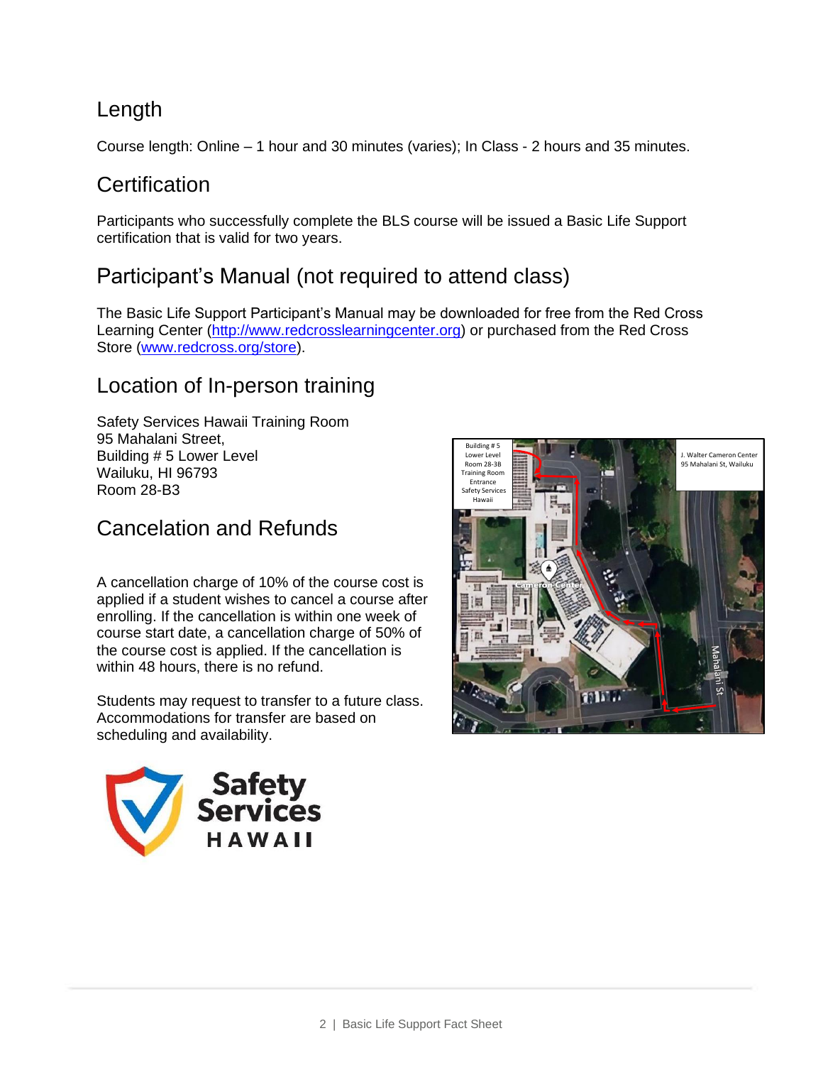## Length

Course length: Online – 1 hour and 30 minutes (varies); In Class - 2 hours and 35 minutes.

## Certification

Participants who successfully complete the BLS course will be issued a Basic Life Support certification that is valid for two years.

## Participant's Manual (not required to attend class)

The Basic Life Support Participant's Manual may be downloaded for free from the Red Cross Learning Center (http://www.redcrosslearningcenter.org) or purchased from the Red Cross Store (www.redcross.org/store).

## Location of In-person training

Safety Services Hawaii Training Room
95 Mahalani Street,
Building # 5 Lower Level
Wailuku, HI 96793
Room 28-B3

Building # 5
Lower Level
Room 28-3B
Training Room
Entrance
Safety Services
Hawaii

J. Walter Cameron Center
95 Mahalani St, Wailuku

Cameron Center

Mahalani St

## Cancelation and Refunds

A cancellation charge of 10% of the course cost is applied if a student wishes to cancel a course after enrolling. If the cancellation is within one week of course start date, a cancellation charge of 50% of the course cost is applied. If the cancellation is within 48 hours, there is no refund.

Students may request to transfer to a future class. Accommodations for transfer are based on scheduling and availability.

Safety Services HAWAII